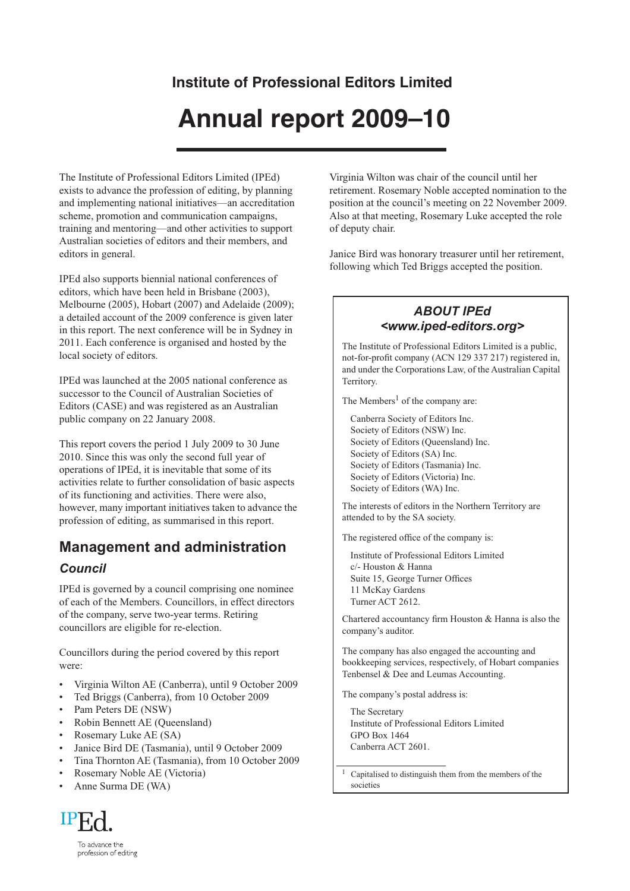**Institute of Professional Editors Limited**

# Annual report 2009–10

The Institute of Professional Editors Limited (IPEd) exists to advance the profession of editing, by planning and implementing national initiatives—an accreditation scheme, promotion and communication campaigns, training and mentoring—and other activities to support Australian societies of editors and their members, and editors in general.

IPEd also supports biennial national conferences of editors, which have been held in Brisbane (2003), Melbourne (2005), Hobart (2007) and Adelaide (2009); a detailed account of the 2009 conference is given later in this report. The next conference will be in Sydney in 2011. Each conference is organised and hosted by the local society of editors.

IPEd was launched at the 2005 national conference as successor to the Council of Australian Societies of Editors (CASE) and was registered as an Australian public company on 22 January 2008.

This report covers the period 1 July 2009 to 30 June 2010. Since this was only the second full year of operations of IPEd, it is inevitable that some of its activities relate to further consolidation of basic aspects of its functioning and activities. There were also, however, many important initiatives taken to advance the profession of editing, as summarised in this report.

## Management and administration

### *Council*

IPEd is governed by a council comprising one nominee of each of the Members. Councillors, in effect directors of the company, serve two-year terms. Retiring councillors are eligible for re-election.

Councillors during the period covered by this report were:

- Virginia Wilton AE (Canberra), until 9 October 2009
- Ted Briggs (Canberra), from 10 October 2009
- Pam Peters DE (NSW)
- Robin Bennett AE (Queensland)
- Rosemary Luke AE (SA)
- Janice Bird DE (Tasmania), until 9 October 2009
- Tina Thornton AE (Tasmania), from 10 October 2009
- Rosemary Noble AE (Victoria)
- Anne Surma DE (WA)

Virginia Wilton was chair of the council until her retirement. Rosemary Noble accepted nomination to the position at the council's meeting on 22 November 2009. Also at that meeting, Rosemary Luke accepted the role of deputy chair.

Janice Bird was honorary treasurer until her retirement, following which Ted Briggs accepted the position.

---

### *ABOUT IPEd*
### *<www.iped-editors.org>*

The Institute of Professional Editors Limited is a public, not-for-profit company (ACN 129 337 217) registered in, and under the Corporations Law, of the Australian Capital Territory.

The Members[1] of the company are:

Canberra Society of Editors Inc.
Society of Editors (NSW) Inc.
Society of Editors (Queensland) Inc.
Society of Editors (SA) Inc.
Society of Editors (Tasmania) Inc.
Society of Editors (Victoria) Inc.
Society of Editors (WA) Inc.

The interests of editors in the Northern Territory are attended to by the SA society.

The registered office of the company is:

Institute of Professional Editors Limited
c/- Houston & Hanna
Suite 15, George Turner Offices
11 McKay Gardens
Turner ACT 2612.

Chartered accountancy firm Houston & Hanna is also the company's auditor.

The company has also engaged the accounting and bookkeeping services, respectively, of Hobart companies Tenbensel & Dee and Leumas Accounting.

The company's postal address is:

The Secretary
Institute of Professional Editors Limited
GPO Box 1464
Canberra ACT 2601.

[1] Capitalised to distinguish them from the members of the societies

---

IPEd.
To advance the profession of editing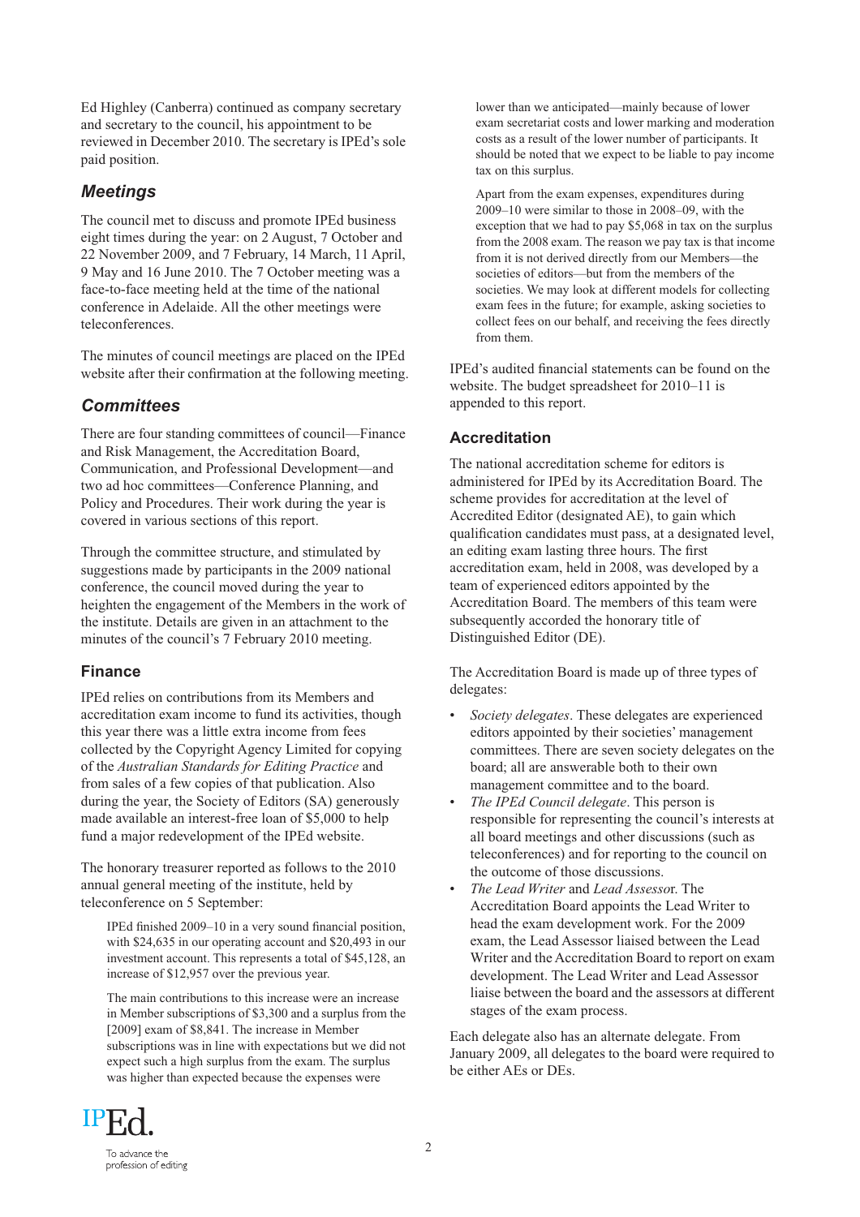Ed Highley (Canberra) continued as company secretary and secretary to the council, his appointment to be reviewed in December 2010. The secretary is IPEd's sole paid position.

## *Meetings*

The council met to discuss and promote IPEd business eight times during the year: on 2 August, 7 October and 22 November 2009, and 7 February, 14 March, 11 April, 9 May and 16 June 2010. The 7 October meeting was a face-to-face meeting held at the time of the national conference in Adelaide. All the other meetings were teleconferences.

The minutes of council meetings are placed on the IPEd website after their confirmation at the following meeting.

## *Committees*

There are four standing committees of council—Finance and Risk Management, the Accreditation Board, Communication, and Professional Development—and two ad hoc committees—Conference Planning, and Policy and Procedures. Their work during the year is covered in various sections of this report.

Through the committee structure, and stimulated by suggestions made by participants in the 2009 national conference, the council moved during the year to heighten the engagement of the Members in the work of the institute. Details are given in an attachment to the minutes of the council's 7 February 2010 meeting.

### Finance

IPEd relies on contributions from its Members and accreditation exam income to fund its activities, though this year there was a little extra income from fees collected by the Copyright Agency Limited for copying of the *Australian Standards for Editing Practice* and from sales of a few copies of that publication. Also during the year, the Society of Editors (SA) generously made available an interest-free loan of $5,000 to help fund a major redevelopment of the IPEd website.

The honorary treasurer reported as follows to the 2010 annual general meeting of the institute, held by teleconference on 5 September:

> IPEd finished 2009–10 in a very sound financial position, with $24,635 in our operating account and $20,493 in our investment account. This represents a total of $45,128, an increase of $12,957 over the previous year.
>
> The main contributions to this increase were an increase in Member subscriptions of $3,300 and a surplus from the [2009] exam of $8,841. The increase in Member subscriptions was in line with expectations but we did not expect such a high surplus from the exam. The surplus was higher than expected because the expenses were lower than we anticipated—mainly because of lower exam secretariat costs and lower marking and moderation costs as a result of the lower number of participants. It should be noted that we expect to be liable to pay income tax on this surplus.
>
> Apart from the exam expenses, expenditures during 2009–10 were similar to those in 2008–09, with the exception that we had to pay $5,068 in tax on the surplus from the 2008 exam. The reason we pay tax is that income from it is not derived directly from our Members—the societies of editors—but from the members of the societies. We may look at different models for collecting exam fees in the future; for example, asking societies to collect fees on our behalf, and receiving the fees directly from them.

IPEd's audited financial statements can be found on the website. The budget spreadsheet for 2010–11 is appended to this report.

### Accreditation

The national accreditation scheme for editors is administered for IPEd by its Accreditation Board. The scheme provides for accreditation at the level of Accredited Editor (designated AE), to gain which qualification candidates must pass, at a designated level, an editing exam lasting three hours. The first accreditation exam, held in 2008, was developed by a team of experienced editors appointed by the Accreditation Board. The members of this team were subsequently accorded the honorary title of Distinguished Editor (DE).

The Accreditation Board is made up of three types of delegates:

- *Society delegates*. These delegates are experienced editors appointed by their societies' management committees. There are seven society delegates on the board; all are answerable both to their own management committee and to the board.
- *The IPEd Council delegate*. This person is responsible for representing the council's interests at all board meetings and other discussions (such as teleconferences) and for reporting to the council on the outcome of those discussions.
- *The Lead Writer* and *Lead Assessor*. The Accreditation Board appoints the Lead Writer to head the exam development work. For the 2009 exam, the Lead Assessor liaised between the Lead Writer and the Accreditation Board to report on exam development. The Lead Writer and Lead Assessor liaise between the board and the assessors at different stages of the exam process.

Each delegate also has an alternate delegate. From January 2009, all delegates to the board were required to be either AEs or DEs.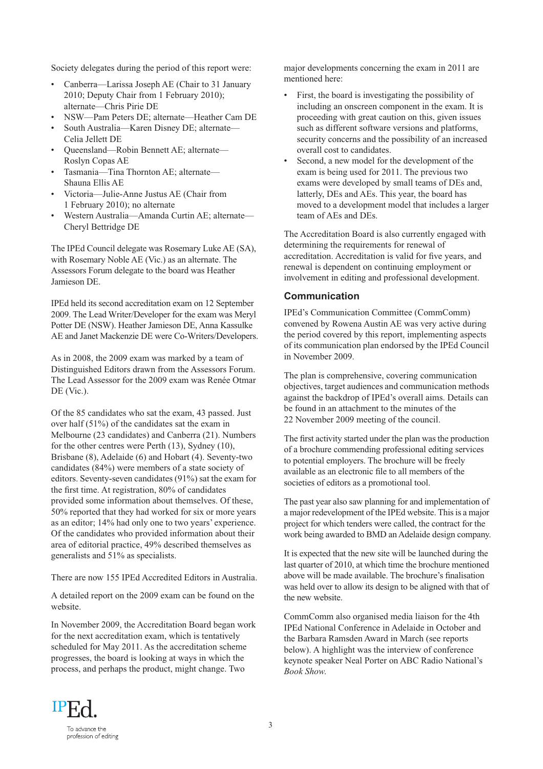Society delegates during the period of this report were:

- Canberra—Larissa Joseph AE (Chair to 31 January 2010; Deputy Chair from 1 February 2010); alternate—Chris Pirie DE
- NSW—Pam Peters DE; alternate—Heather Cam DE
- South Australia—Karen Disney DE; alternate—Celia Jellett DE
- Queensland—Robin Bennett AE; alternate—Roslyn Copas AE
- Tasmania—Tina Thornton AE; alternate—Shauna Ellis AE
- Victoria—Julie-Anne Justus AE (Chair from 1 February 2010); no alternate
- Western Australia—Amanda Curtin AE; alternate—Cheryl Bettridge DE

The IPEd Council delegate was Rosemary Luke AE (SA), with Rosemary Noble AE (Vic.) as an alternate. The Assessors Forum delegate to the board was Heather Jamieson DE.

IPEd held its second accreditation exam on 12 September 2009. The Lead Writer/Developer for the exam was Meryl Potter DE (NSW). Heather Jamieson DE, Anna Kassulke AE and Janet Mackenzie DE were Co-Writers/Developers.

As in 2008, the 2009 exam was marked by a team of Distinguished Editors drawn from the Assessors Forum. The Lead Assessor for the 2009 exam was Renée Otmar DE (Vic.).

Of the 85 candidates who sat the exam, 43 passed. Just over half (51%) of the candidates sat the exam in Melbourne (23 candidates) and Canberra (21). Numbers for the other centres were Perth (13), Sydney (10), Brisbane (8), Adelaide (6) and Hobart (4). Seventy-two candidates (84%) were members of a state society of editors. Seventy-seven candidates (91%) sat the exam for the first time. At registration, 80% of candidates provided some information about themselves. Of these, 50% reported that they had worked for six or more years as an editor; 14% had only one to two years' experience. Of the candidates who provided information about their area of editorial practice, 49% described themselves as generalists and 51% as specialists.

There are now 155 IPEd Accredited Editors in Australia.

A detailed report on the 2009 exam can be found on the website.

In November 2009, the Accreditation Board began work for the next accreditation exam, which is tentatively scheduled for May 2011. As the accreditation scheme progresses, the board is looking at ways in which the process, and perhaps the product, might change. Two major developments concerning the exam in 2011 are mentioned here:

- First, the board is investigating the possibility of including an onscreen component in the exam. It is proceeding with great caution on this, given issues such as different software versions and platforms, security concerns and the possibility of an increased overall cost to candidates.
- Second, a new model for the development of the exam is being used for 2011. The previous two exams were developed by small teams of DEs and, latterly, DEs and AEs. This year, the board has moved to a development model that includes a larger team of AEs and DEs.

The Accreditation Board is also currently engaged with determining the requirements for renewal of accreditation. Accreditation is valid for five years, and renewal is dependent on continuing employment or involvement in editing and professional development.

## Communication

IPEd's Communication Committee (CommComm) convened by Rowena Austin AE was very active during the period covered by this report, implementing aspects of its communication plan endorsed by the IPEd Council in November 2009.

The plan is comprehensive, covering communication objectives, target audiences and communication methods against the backdrop of IPEd's overall aims. Details can be found in an attachment to the minutes of the 22 November 2009 meeting of the council.

The first activity started under the plan was the production of a brochure commending professional editing services to potential employers. The brochure will be freely available as an electronic file to all members of the societies of editors as a promotional tool.

The past year also saw planning for and implementation of a major redevelopment of the IPEd website. This is a major project for which tenders were called, the contract for the work being awarded to BMD an Adelaide design company.

It is expected that the new site will be launched during the last quarter of 2010, at which time the brochure mentioned above will be made available. The brochure's finalisation was held over to allow its design to be aligned with that of the new website.

CommComm also organised media liaison for the 4th IPEd National Conference in Adelaide in October and the Barbara Ramsden Award in March (see reports below). A highlight was the interview of conference keynote speaker Neal Porter on ABC Radio National's *Book Show*.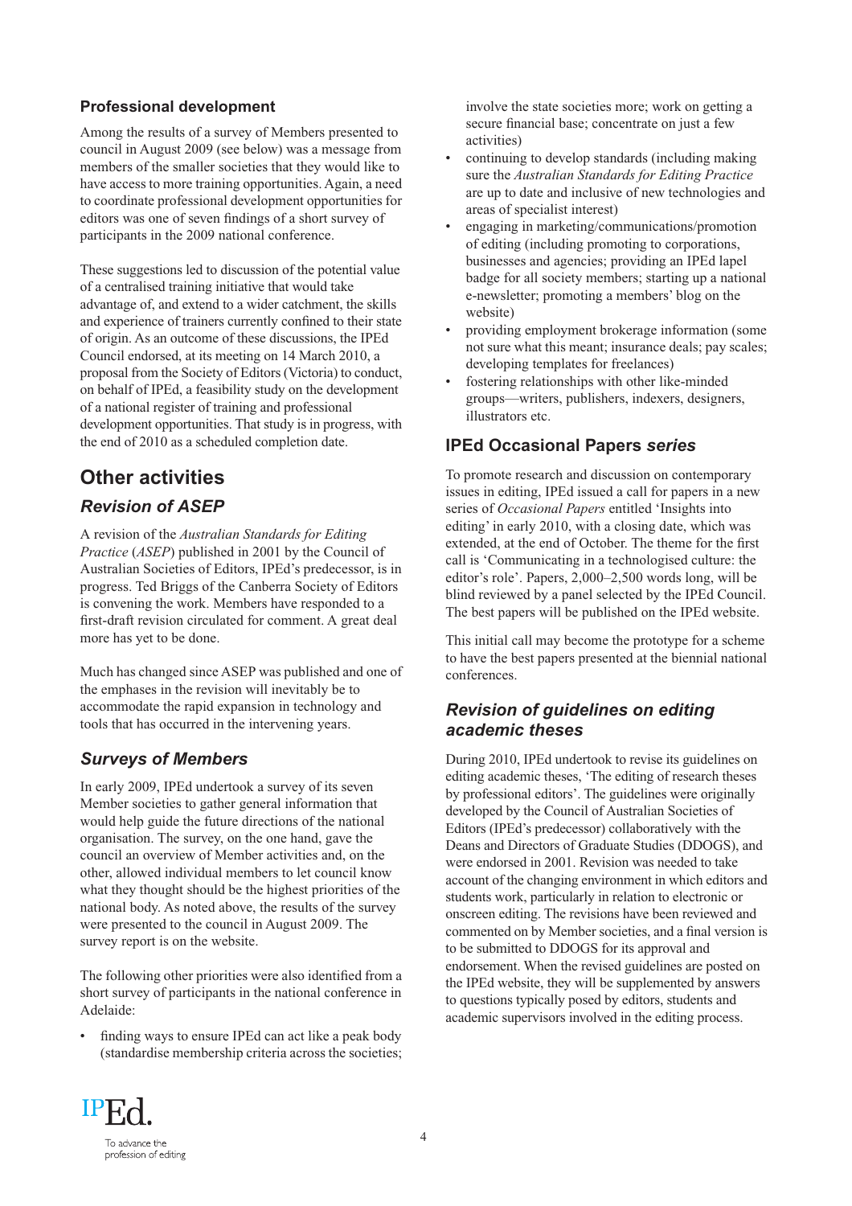### Professional development

Among the results of a survey of Members presented to council in August 2009 (see below) was a message from members of the smaller societies that they would like to have access to more training opportunities. Again, a need to coordinate professional development opportunities for editors was one of seven findings of a short survey of participants in the 2009 national conference.

These suggestions led to discussion of the potential value of a centralised training initiative that would take advantage of, and extend to a wider catchment, the skills and experience of trainers currently confined to their state of origin. As an outcome of these discussions, the IPEd Council endorsed, at its meeting on 14 March 2010, a proposal from the Society of Editors (Victoria) to conduct, on behalf of IPEd, a feasibility study on the development of a national register of training and professional development opportunities. That study is in progress, with the end of 2010 as a scheduled completion date.

## Other activities

### *Revision of ASEP*

A revision of the *Australian Standards for Editing Practice* (*ASEP*) published in 2001 by the Council of Australian Societies of Editors, IPEd's predecessor, is in progress. Ted Briggs of the Canberra Society of Editors is convening the work. Members have responded to a first-draft revision circulated for comment. A great deal more has yet to be done.

Much has changed since ASEP was published and one of the emphases in the revision will inevitably be to accommodate the rapid expansion in technology and tools that has occurred in the intervening years.

### *Surveys of Members*

In early 2009, IPEd undertook a survey of its seven Member societies to gather general information that would help guide the future directions of the national organisation. The survey, on the one hand, gave the council an overview of Member activities and, on the other, allowed individual members to let council know what they thought should be the highest priorities of the national body. As noted above, the results of the survey were presented to the council in August 2009. The survey report is on the website.

The following other priorities were also identified from a short survey of participants in the national conference in Adelaide:

- finding ways to ensure IPEd can act like a peak body (standardise membership criteria across the societies; involve the state societies more; work on getting a secure financial base; concentrate on just a few activities)
- continuing to develop standards (including making sure the *Australian Standards for Editing Practice* are up to date and inclusive of new technologies and areas of specialist interest)
- engaging in marketing/communications/promotion of editing (including promoting to corporations, businesses and agencies; providing an IPEd lapel badge for all society members; starting up a national e-newsletter; promoting a members' blog on the website)
- providing employment brokerage information (some not sure what this meant; insurance deals; pay scales; developing templates for freelances)
- fostering relationships with other like-minded groups—writers, publishers, indexers, designers, illustrators etc.

### IPEd Occasional Papers *series*

To promote research and discussion on contemporary issues in editing, IPEd issued a call for papers in a new series of *Occasional Papers* entitled 'Insights into editing' in early 2010, with a closing date, which was extended, at the end of October. The theme for the first call is 'Communicating in a technologised culture: the editor's role'. Papers, 2,000–2,500 words long, will be blind reviewed by a panel selected by the IPEd Council. The best papers will be published on the IPEd website.

This initial call may become the prototype for a scheme to have the best papers presented at the biennial national conferences.

### *Revision of guidelines on editing academic theses*

During 2010, IPEd undertook to revise its guidelines on editing academic theses, 'The editing of research theses by professional editors'. The guidelines were originally developed by the Council of Australian Societies of Editors (IPEd's predecessor) collaboratively with the Deans and Directors of Graduate Studies (DDOGS), and were endorsed in 2001. Revision was needed to take account of the changing environment in which editors and students work, particularly in relation to electronic or onscreen editing. The revisions have been reviewed and commented on by Member societies, and a final version is to be submitted to DDOGS for its approval and endorsement. When the revised guidelines are posted on the IPEd website, they will be supplemented by answers to questions typically posed by editors, students and academic supervisors involved in the editing process.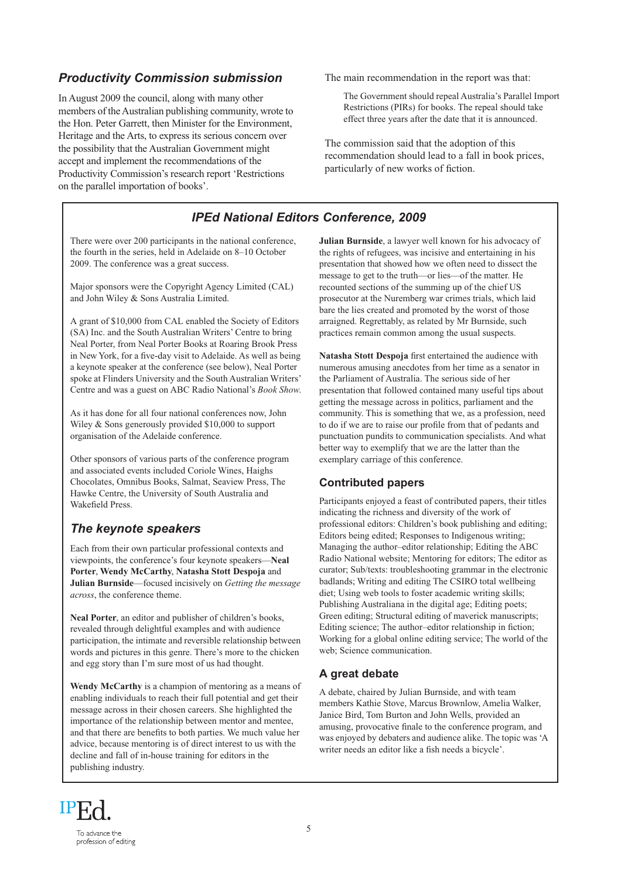## *Productivity Commission submission*

In August 2009 the council, along with many other members of the Australian publishing community, wrote to the Hon. Peter Garrett, then Minister for the Environment, Heritage and the Arts, to express its serious concern over the possibility that the Australian Government might accept and implement the recommendations of the Productivity Commission's research report 'Restrictions on the parallel importation of books'.

The main recommendation in the report was that:

> The Government should repeal Australia's Parallel Import Restrictions (PIRs) for books. The repeal should take effect three years after the date that it is announced.

The commission said that the adoption of this recommendation should lead to a fall in book prices, particularly of new works of fiction.

## *IPEd National Editors Conference, 2009*

There were over 200 participants in the national conference, the fourth in the series, held in Adelaide on 8–10 October 2009. The conference was a great success.

Major sponsors were the Copyright Agency Limited (CAL) and John Wiley & Sons Australia Limited.

A grant of $10,000 from CAL enabled the Society of Editors (SA) Inc. and the South Australian Writers' Centre to bring Neal Porter, from Neal Porter Books at Roaring Brook Press in New York, for a five-day visit to Adelaide. As well as being a keynote speaker at the conference (see below), Neal Porter spoke at Flinders University and the South Australian Writers' Centre and was a guest on ABC Radio National's *Book Show.*

As it has done for all four national conferences now, John Wiley & Sons generously provided $10,000 to support organisation of the Adelaide conference.

Other sponsors of various parts of the conference program and associated events included Coriole Wines, Haighs Chocolates, Omnibus Books, Salmat, Seaview Press, The Hawke Centre, the University of South Australia and Wakefield Press.

### *The keynote speakers*

Each from their own particular professional contexts and viewpoints, the conference's four keynote speakers—**Neal Porter**, **Wendy McCarthy**, **Natasha Stott Despoja** and **Julian Burnside**—focused incisively on *Getting the message across*, the conference theme.

**Neal Porter**, an editor and publisher of children's books, revealed through delightful examples and with audience participation, the intimate and reversible relationship between words and pictures in this genre. There's more to the chicken and egg story than I'm sure most of us had thought.

**Wendy McCarthy** is a champion of mentoring as a means of enabling individuals to reach their full potential and get their message across in their chosen careers. She highlighted the importance of the relationship between mentor and mentee, and that there are benefits to both parties. We much value her advice, because mentoring is of direct interest to us with the decline and fall of in-house training for editors in the publishing industry.

**Julian Burnside**, a lawyer well known for his advocacy of the rights of refugees, was incisive and entertaining in his presentation that showed how we often need to dissect the message to get to the truth—or lies—of the matter. He recounted sections of the summing up of the chief US prosecutor at the Nuremberg war crimes trials, which laid bare the lies created and promoted by the worst of those arraigned. Regrettably, as related by Mr Burnside, such practices remain common among the usual suspects.

**Natasha Stott Despoja** first entertained the audience with numerous amusing anecdotes from her time as a senator in the Parliament of Australia. The serious side of her presentation that followed contained many useful tips about getting the message across in politics, parliament and the community. This is something that we, as a profession, need to do if we are to raise our profile from that of pedants and punctuation pundits to communication specialists. And what better way to exemplify that we are the latter than the exemplary carriage of this conference.

### Contributed papers

Participants enjoyed a feast of contributed papers, their titles indicating the richness and diversity of the work of professional editors: Children's book publishing and editing; Editors being edited; Responses to Indigenous writing; Managing the author–editor relationship; Editing the ABC Radio National website; Mentoring for editors; The editor as curator; Sub/texts: troubleshooting grammar in the electronic badlands; Writing and editing The CSIRO total wellbeing diet; Using web tools to foster academic writing skills; Publishing Australiana in the digital age; Editing poets; Green editing; Structural editing of maverick manuscripts; Editing science; The author–editor relationship in fiction; Working for a global online editing service; The world of the web; Science communication.

### A great debate

A debate, chaired by Julian Burnside, and with team members Kathie Stove, Marcus Brownlow, Amelia Walker, Janice Bird, Tom Burton and John Wells, provided an amusing, provocative finale to the conference program, and was enjoyed by debaters and audience alike. The topic was 'A writer needs an editor like a fish needs a bicycle'.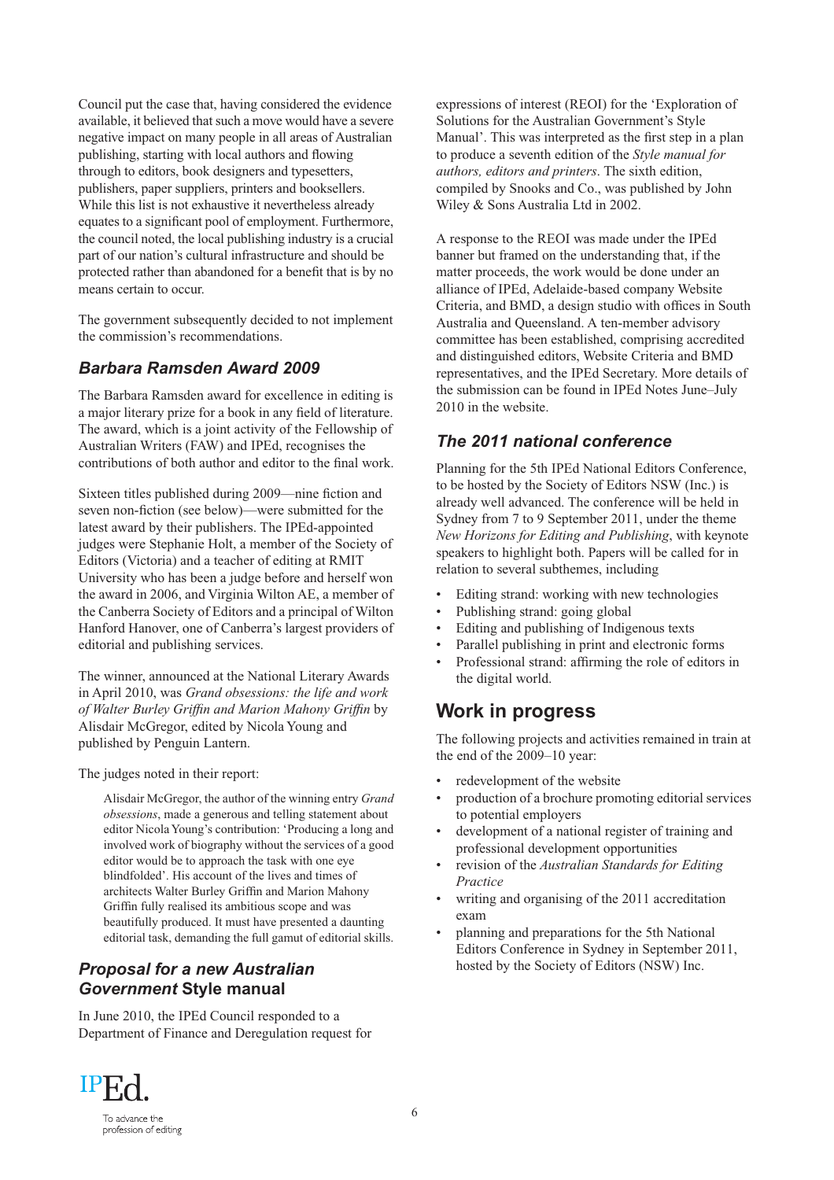Council put the case that, having considered the evidence available, it believed that such a move would have a severe negative impact on many people in all areas of Australian publishing, starting with local authors and flowing through to editors, book designers and typesetters, publishers, paper suppliers, printers and booksellers. While this list is not exhaustive it nevertheless already equates to a significant pool of employment. Furthermore, the council noted, the local publishing industry is a crucial part of our nation's cultural infrastructure and should be protected rather than abandoned for a benefit that is by no means certain to occur.

The government subsequently decided to not implement the commission's recommendations.

### *Barbara Ramsden Award 2009*

The Barbara Ramsden award for excellence in editing is a major literary prize for a book in any field of literature. The award, which is a joint activity of the Fellowship of Australian Writers (FAW) and IPEd, recognises the contributions of both author and editor to the final work.

Sixteen titles published during 2009—nine fiction and seven non-fiction (see below)—were submitted for the latest award by their publishers. The IPEd-appointed judges were Stephanie Holt, a member of the Society of Editors (Victoria) and a teacher of editing at RMIT University who has been a judge before and herself won the award in 2006, and Virginia Wilton AE, a member of the Canberra Society of Editors and a principal of Wilton Hanford Hanover, one of Canberra's largest providers of editorial and publishing services.

The winner, announced at the National Literary Awards in April 2010, was *Grand obsessions: the life and work of Walter Burley Griffin and Marion Mahony Griffin* by Alisdair McGregor, edited by Nicola Young and published by Penguin Lantern.

The judges noted in their report:

> Alisdair McGregor, the author of the winning entry *Grand obsessions*, made a generous and telling statement about editor Nicola Young's contribution: 'Producing a long and involved work of biography without the services of a good editor would be to approach the task with one eye blindfolded'. His account of the lives and times of architects Walter Burley Griffin and Marion Mahony Griffin fully realised its ambitious scope and was beautifully produced. It must have presented a daunting editorial task, demanding the full gamut of editorial skills.

### *Proposal for a new Australian Government* Style manual

In June 2010, the IPEd Council responded to a Department of Finance and Deregulation request for expressions of interest (REOI) for the 'Exploration of Solutions for the Australian Government's Style Manual'. This was interpreted as the first step in a plan to produce a seventh edition of the *Style manual for authors, editors and printers*. The sixth edition, compiled by Snooks and Co., was published by John Wiley & Sons Australia Ltd in 2002.

A response to the REOI was made under the IPEd banner but framed on the understanding that, if the matter proceeds, the work would be done under an alliance of IPEd, Adelaide-based company Website Criteria, and BMD, a design studio with offices in South Australia and Queensland. A ten-member advisory committee has been established, comprising accredited and distinguished editors, Website Criteria and BMD representatives, and the IPEd Secretary. More details of the submission can be found in IPEd Notes June–July 2010 in the website.

### *The 2011 national conference*

Planning for the 5th IPEd National Editors Conference, to be hosted by the Society of Editors NSW (Inc.) is already well advanced. The conference will be held in Sydney from 7 to 9 September 2011, under the theme *New Horizons for Editing and Publishing*, with keynote speakers to highlight both. Papers will be called for in relation to several subthemes, including

- Editing strand: working with new technologies
- Publishing strand: going global
- Editing and publishing of Indigenous texts
- Parallel publishing in print and electronic forms
- Professional strand: affirming the role of editors in the digital world.

## Work in progress

The following projects and activities remained in train at the end of the 2009–10 year:

- redevelopment of the website
- production of a brochure promoting editorial services to potential employers
- development of a national register of training and professional development opportunities
- revision of the *Australian Standards for Editing Practice*
- writing and organising of the 2011 accreditation exam
- planning and preparations for the 5th National Editors Conference in Sydney in September 2011, hosted by the Society of Editors (NSW) Inc.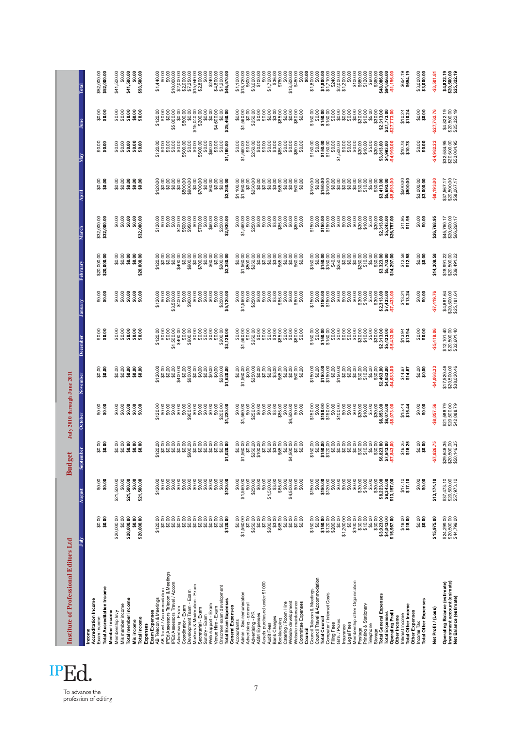# Institute of Professional Editors Ltd

## Budget

### July 2010 through June 2011

| | July | August | September | October | November | December | January | February | March | April | May | June | Total |
|---|---|---|---|---|---|---|---|---|---|---|---|---|---|
| **Income** | | | | | | | | | | | | | |
| **Accreditation Income** | | | | | | | | | | | | | |
| Exam Income | $0.00 | $0.00 | $0.00 | $0.00 | $0.00 | $0.00 | $0.00 | $20,000.00 | $32,000.00 | $0.00 | $0.00 | $0.00 | $52,000.00 |
| **Total Accreditation Income** | **$0.00** | **$0.00** | **$0.00** | **$0.00** | **$0.00** | **$0.00** | **$0.00** | **$20,000.00** | **$32,000.00** | **$0.00** | **$0.00** | **$0.00** | **$52,000.00** |
| **Member income** | | | | | | | | | | | | | |
| Membership levy | $20,000.00 | $21,500.00 | $0.00 | $0.00 | $0.00 | $0.00 | $0.00 | $0.00 | $0.00 | $0.00 | $0.00 | $0.00 | $41,500.00 |
| Mis member income | $0.00 | $0.00 | $0.00 | $0.00 | $0.00 | $0.00 | $0.00 | $0.00 | $0.00 | $0.00 | $0.00 | $0.00 | $0.00 |
| **Total member income** | **$20,000.00** | **$21,500.00** | **$0.00** | **$0.00** | **$0.00** | **$0.00** | **$0.00** | **$0.00** | **$0.00** | **$0.00** | **$0.00** | **$0.00** | **$41,500.00** |
| **Mis income** | **$0.00** | **$0.00** | **$0.00** | **$0.00** | **$0.00** | **$0.00** | **$0.00** | **$0.00** | **$0.00** | **$0.00** | **$0.00** | **$0.00** | **$0.00** |
| **Total Income** | **$20,000.00** | **$21,500.00** | **$0.00** | **$0.00** | **$0.00** | **$0.00** | **$0.00** | **$20,000.00** | **$32,000.00** | **$0.00** | **$0.00** | **$0.00** | **$93,500.00** |
| **Expenses** | | | | | | | | | | | | | |
| **Exam Expenses** | | | | | | | | | | | | | |
| AB Telecon & Meetings | $120.00 | $120.00 | $120.00 | $120.00 | $120.00 | $120.00 | $120.00 | $120.00 | $120.00 | $120.00 | $120.00 | $120.00 | $1,440.00 |
| AB Travel / Accommodation | $0.00 | $0.00 | $0.00 | $0.00 | $0.00 | $0.00 | $0.00 | $0.00 | $0.00 | $0.00 | $0.00 | $0.00 | $0.00 |
| IPEd Assessors Telecon & Meetings | $0.00 | $0.00 | $0.00 | $0.00 | $0.00 | $0.00 | $0.00 | $0.00 | $0.00 | $0.00 | $0.00 | $0.00 | $0.00 |
| IPEd Assessors Travel / Accom | $0.00 | $0.00 | $0.00 | $0.00 | $0.00 | $1,500.00 | $3,500.00 | $0.00 | $0.00 | $0.00 | $0.00 | $5,000.00 | $10,000.00 |
| Advertising - Exam | $0.00 | $0.00 | $0.00 | $0.00 | $400.00 | $400.00 | $400.00 | $400.00 | $400.00 | $0.00 | $0.00 | $0.00 | $2,000.00 |
| Coordinator - Exam | $0.00 | $0.00 | $0.00 | $0.00 | $0.00 | $0.00 | $0.00 | $0.00 | $500.00 | $500.00 | $500.00 | $500.00 | $2,000.00 |
| Development Team - Exam | $0.00 | $0.00 | $900.00 | $900.00 | $900.00 | $900.00 | $900.00 | $900.00 | $950.00 | $900.00 | $0.00 | $0.00 | $7,250.00 |
| Markers & Moderation - Exam | $0.00 | $0.00 | $0.00 | $0.00 | $0.00 | $0.00 | $0.00 | $0.00 | $0.00 | $0.00 | $0.00 | $15,040.00 | $15,040.00 |
| Secretarial - Exam | $0.00 | $0.00 | $0.00 | $0.00 | $0.00 | $0.00 | $0.00 | $700.00 | $700.00 | $700.00 | $500.00 | $200.00 | $2,800.00 |
| Sundry - Exam | $0.00 | $0.00 | $0.00 | $0.00 | $0.00 | $0.00 | $0.00 | $0.00 | $0.00 | $0.00 | $0.00 | $0.00 | $0.00 |
| Web support - Exam | $0.00 | $0.00 | $0.00 | $0.00 | $0.00 | $0.00 | $0.00 | $60.00 | $60.00 | $60.00 | $60.00 | $0.00 | $240.00 |
| Venue Hire - Exam | $0.00 | $0.00 | $0.00 | $0.00 | $0.00 | $0.00 | $0.00 | $0.00 | $0.00 | $0.00 | $0.00 | $4,600.00 | $4,600.00 |
| Onscreen exam development | $0.00 | $0.00 | $0.00 | $200.00 | $200.00 | $200.00 | $200.00 | $200.00 | $200.00 | $0.00 | $0.00 | $0.00 | $1,200.00 |
| **Total Exam Expenses** | **$120.00** | **$120.00** | **$1,020.00** | **$1,220.00** | **$1,620.00** | **$3,120.00** | **$5,120.00** | **$2,380.00** | **$2,930.00** | **$2,280.00** | **$1,180.00** | **$25,460.00** | **$46,570.00** |
| **General Expenses** | | | | | | | | | | | | | |
| Accountants | $0.00 | $0.00 | $0.00 | $0.00 | $0.00 | $0.00 | $0.00 | $0.00 | $0.00 | $1,100.00 | $0.00 | $0.00 | $1,100.00 |
| Admin - Sec remuneration | $1,560.00 | $1,560.00 | $1,560.00 | $1,560.00 | $1,560.00 | $1,560.00 | $1,560.00 | $1,560.00 | $1,560.00 | $1,560.00 | $1,560.00 | $1,560.00 | $18,720.00 |
| Advertising - general | $0.00 | $0.00 | $0.00 | $0.00 | $0.00 | $0.00 | $0.00 | $500.00 | $0.00 | $0.00 | $0.00 | $0.00 | $500.00 |
| Advertising - PR | $250.00 | $250.00 | $250.00 | $250.00 | $250.00 | $250.00 | $250.00 | $250.00 | $250.00 | $250.00 | $250.00 | $250.00 | $3,000.00 |
| AGM Expenses | $0.00 | $0.00 | $100.00 | $0.00 | $0.00 | $0.00 | $0.00 | $0.00 | $0.00 | $0.00 | $0.00 | $0.00 | $100.00 |
| Assets purchased under $1000 | $0.00 | $0.00 | $0.00 | $0.00 | $0.00 | $0.00 | $0.00 | $0.00 | $0.00 | $0.00 | $0.00 | $0.00 | $0.00 |
| Audit Fees | $200.00 | $1,500.00 | $0.00 | $0.00 | $0.00 | $0.00 | $0.00 | $0.00 | $0.00 | $0.00 | $0.00 | $0.00 | $1,700.00 |
| Bank Charges | $3.00 | $3.00 | $3.00 | $3.00 | $3.00 | $3.00 | $3.00 | $3.00 | $3.00 | $3.00 | $3.00 | $3.00 | $36.00 |
| Bookkeeping | $65.00 | $65.00 | $65.00 | $65.00 | $65.00 | $65.00 | $65.00 | $65.00 | $65.00 | $65.00 | $65.00 | $65.00 | $780.00 |
| Catering / Room Hire | $0.00 | $0.00 | $0.00 | $0.00 | $0.00 | $0.00 | $0.00 | $0.00 | $0.00 | $0.00 | $0.00 | $0.00 | $0.00 |
| Website development | $0.00 | $4,500.00 | $4,500.00 | $4,500.00 | $0.00 | $0.00 | $0.00 | $0.00 | $0.00 | $0.00 | $0.00 | $0.00 | $13,500.00 |
| Website maintenance | $0.00 | $0.00 | $0.00 | $0.00 | $60.00 | $60.00 | $60.00 | $60.00 | $60.00 | $60.00 | $60.00 | $60.00 | $480.00 |
| Committee Expenses | $0.00 | $0.00 | $0.00 | $0.00 | $0.00 | $0.00 | $0.00 | $0.00 | $0.00 | $0.00 | $0.00 | $0.00 | $0.00 |
| **Council** | | | | | | | | | | | | | |
| Council Telecon & Meetings | $150.00 | $150.00 | $150.00 | $150.00 | $150.00 | $150.00 | $150.00 | $150.00 | $150.00 | $150.00 | $150.00 | $150.00 | $1,800.00 |
| Council Travel & Accommodation | $0.00 | $0.00 | $0.00 | $0.00 | $0.00 | $0.00 | $0.00 | $0.00 | $0.00 | $0.00 | $0.00 | $0.00 | $0.00 |
| **Total Council** | **$150.00** | **$150.00** | **$150.00** | **$150.00** | **$150.00** | **$150.00** | **$150.00** | **$150.00** | **$150.00** | **$150.00** | **$150.00** | **$150.00** | **$1,800.00** |
| Computer / Internet Costs | $120.00 | $120.00 | $120.00 | $150.00 | $150.00 | $150.00 | $150.00 | $150.00 | $150.00 | $150.00 | $150.00 | $150.00 | $1,710.00 |
| Filing Fees | $200.00 | $0.00 | $0.00 | $0.00 | $0.00 | $0.00 | $0.00 | $40.00 | $0.00 | $0.00 | $0.00 | $0.00 | $240.00 |
| Gifts / Prizes | $0.00 | $0.00 | $0.00 | $100.00 | $150.00 | $0.00 | $0.00 | $250.00 | $0.00 | $0.00 | $1,500.00 | $0.00 | $2,000.00 |
| Insurance | $1,200.00 | $0.00 | $0.00 | $0.00 | $0.00 | $0.00 | $0.00 | $0.00 | $0.00 | $0.00 | $0.00 | $0.00 | $1,200.00 |
| Legal Fees | $0.00 | $0.00 | $0.00 | $0.00 | $0.00 | $0.00 | $0.00 | $0.00 | $0.00 | $0.00 | $0.00 | $0.00 | $0.00 |
| Membership other Organisation | $100.00 | $0.00 | $0.00 | $0.00 | $0.00 | $0.00 | $0.00 | $0.00 | $0.00 | $0.00 | $0.00 | $0.00 | $100.00 |
| Postage | $30.00 | $30.00 | $30.00 | $30.00 | $30.00 | $30.00 | $30.00 | $250.00 | $30.00 | $30.00 | $30.00 | $30.00 | $580.00 |
| Printing & Stationery | $10.00 | $10.00 | $10.00 | $10.00 | $10.00 | $10.00 | $10.00 | $10.00 | $10.00 | $10.00 | $10.00 | $10.00 | $120.00 |
| Telephone | $5.00 | $5.00 | $5.00 | $5.00 | $5.00 | $5.00 | $5.00 | $5.00 | $5.00 | $5.00 | $5.00 | $5.00 | $60.00 |
| Storage | $30.00 | $30.00 | $30.00 | $30.00 | $30.00 | $30.00 | $30.00 | $30.00 | $30.00 | $30.00 | $30.00 | $30.00 | $360.00 |
| **Total General Expenses** | **$3,923.00** | **$8,223.00** | **$6,823.00** | **$6,853.00** | **$2,463.00** | **$2,313.00** | **$2,313.00** | **$3,323.00** | **$2,313.00** | **$3,413.00** | **$3,813.00** | **$2,313.00** | **$48,086.00** |
| **Total Expenses** | **$4,043.00** | **$8,343.00** | **$7,843.00** | **$8,073.00** | **$4,083.00** | **$5,433.00** | **$7,433.00** | **$5,703.00** | **$5,243.00** | **$5,693.00** | **$4,993.00** | **$27,773.00** | **$94,656.00** |
| **Operating Profit** | **$15,957.00** | **$13,157.00** | **-$7,843.00** | **-$8,073.00** | **-$4,083.00** | **-$5,433.00** | **-$7,433.00** | **$14,297.00** | **$26,757.00** | **-$5,693.00** | **-$4,993.00** | **-$27,773.00** | **-$1,156.00** |
| **Other Income** | | | | | | | | | | | | | |
| Interest Income | $18.00 | $17.10 | $16.25 | $15.44 | $14.67 | $13.94 | $13.24 | $12.58 | $11.95 | $500.00 | $10.78 | $10.24 | $654.19 |
| **Total Other Income** | **$18.00** | **$17.10** | **$16.25** | **$15.44** | **$14.67** | **$13.94** | **$13.24** | **$12.58** | **$11.95** | **$500.00** | **$10.78** | **$10.24** | **$654.19** |
| **Other Expenses** | | | | | | | | | | | | | |
| Income Tax | $0.00 | $0.00 | $0.00 | $0.00 | $0.00 | $0.00 | $0.00 | $0.00 | $0.00 | $3,000.00 | $0.00 | $0.00 | $3,000.00 |
| **Total Other Expenses** | **$0.00** | **$0.00** | **$0.00** | **$0.00** | **$0.00** | **$0.00** | **$0.00** | **$0.00** | **$0.00** | **$3,000.00** | **$0.00** | **$0.00** | **$3,000.00** |
| **Net Profit / (Loss)** | **$15,975.00** | **$13,174.10** | **-$7,826.75** | **-$8,057.56** | **-$4,068.33** | **-$5,419.06** | **-$7,419.76** | **$14,309.58** | **$26,768.95** | **-$8,193.00** | **-$4,982.22** | **-$27,762.76** | **-$3,501.81** |
| **Operating Balance (estimate)** | $24,299.00 | $37,473.10 | $29,646.35 | $21,588.79 | $17,520.46 | $12,101.40 | $4,681.64 | $18,991.22 | $45,760.17 | $37,567.17 | $32,584.95 | $4,822.19 | $4,822.19 |
| **Investment account (estimate)** | $20,500.00 | $20,500.00 | $20,500.00 | $20,500.00 | $20,500.00 | $20,500.00 | $20,500.00 | $20,500.00 | $20,500.00 | $20,500.00 | $20,500.00 | $20,500.00 | $20,500.00 |
| **Net Balance (estimate)** | $44,799.00 | $57,973.10 | $50,146.35 | $42,088.79 | $38,020.46 | $32,601.40 | $25,181.64 | $39,491.22 | $66,260.17 | $58,067.17 | $53,084.95 | $25,322.19 | $25,322.19 |

IPEd.
To advance the profession of editing